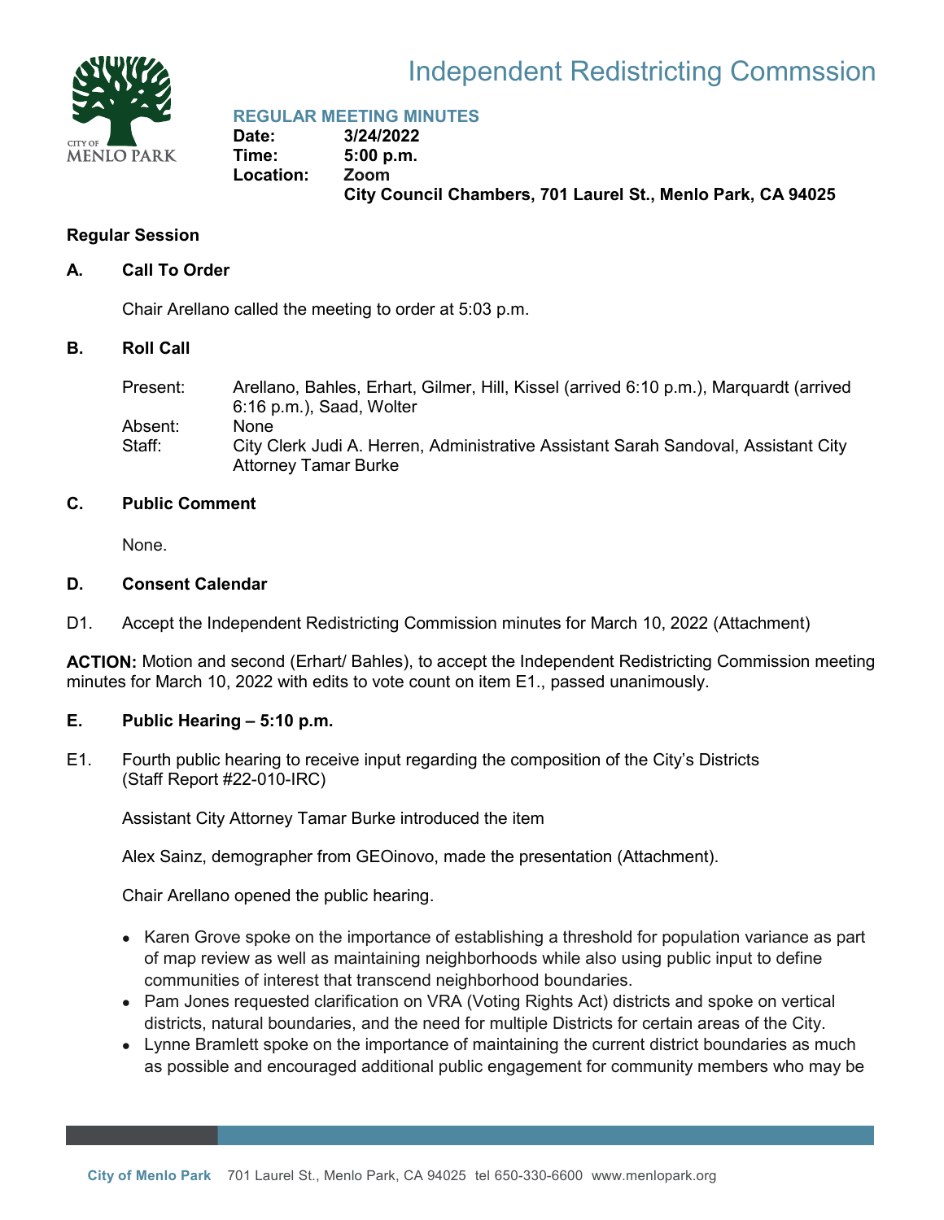# Independent Redistricting Commssion

## REGULAR MEETING MINUTES

**Date:** 3/24/2022
**Time:** 5:00 p.m.
**Location:** Zoom
City Council Chambers, 701 Laurel St., Menlo Park, CA 94025

### Regular Session

### A. Call To Order

Chair Arellano called the meeting to order at 5:03 p.m.

### B. Roll Call

Present: Arellano, Bahles, Erhart, Gilmer, Hill, Kissel (arrived 6:10 p.m.), Marquardt (arrived 6:16 p.m.), Saad, Wolter
Absent: None
Staff: City Clerk Judi A. Herren, Administrative Assistant Sarah Sandoval, Assistant City Attorney Tamar Burke

### C. Public Comment

None.

### D. Consent Calendar

D1. Accept the Independent Redistricting Commission minutes for March 10, 2022 (Attachment)

**ACTION:** Motion and second (Erhart/ Bahles), to accept the Independent Redistricting Commission meeting minutes for March 10, 2022 with edits to vote count on item E1., passed unanimously.

### E. Public Hearing – 5:10 p.m.

E1. Fourth public hearing to receive input regarding the composition of the City's Districts (Staff Report #22-010-IRC)

Assistant City Attorney Tamar Burke introduced the item

Alex Sainz, demographer from GEOinovo, made the presentation (Attachment).

Chair Arellano opened the public hearing.

- Karen Grove spoke on the importance of establishing a threshold for population variance as part of map review as well as maintaining neighborhoods while also using public input to define communities of interest that transcend neighborhood boundaries.
- Pam Jones requested clarification on VRA (Voting Rights Act) districts and spoke on vertical districts, natural boundaries, and the need for multiple Districts for certain areas of the City.
- Lynne Bramlett spoke on the importance of maintaining the current district boundaries as much as possible and encouraged additional public engagement for community members who may be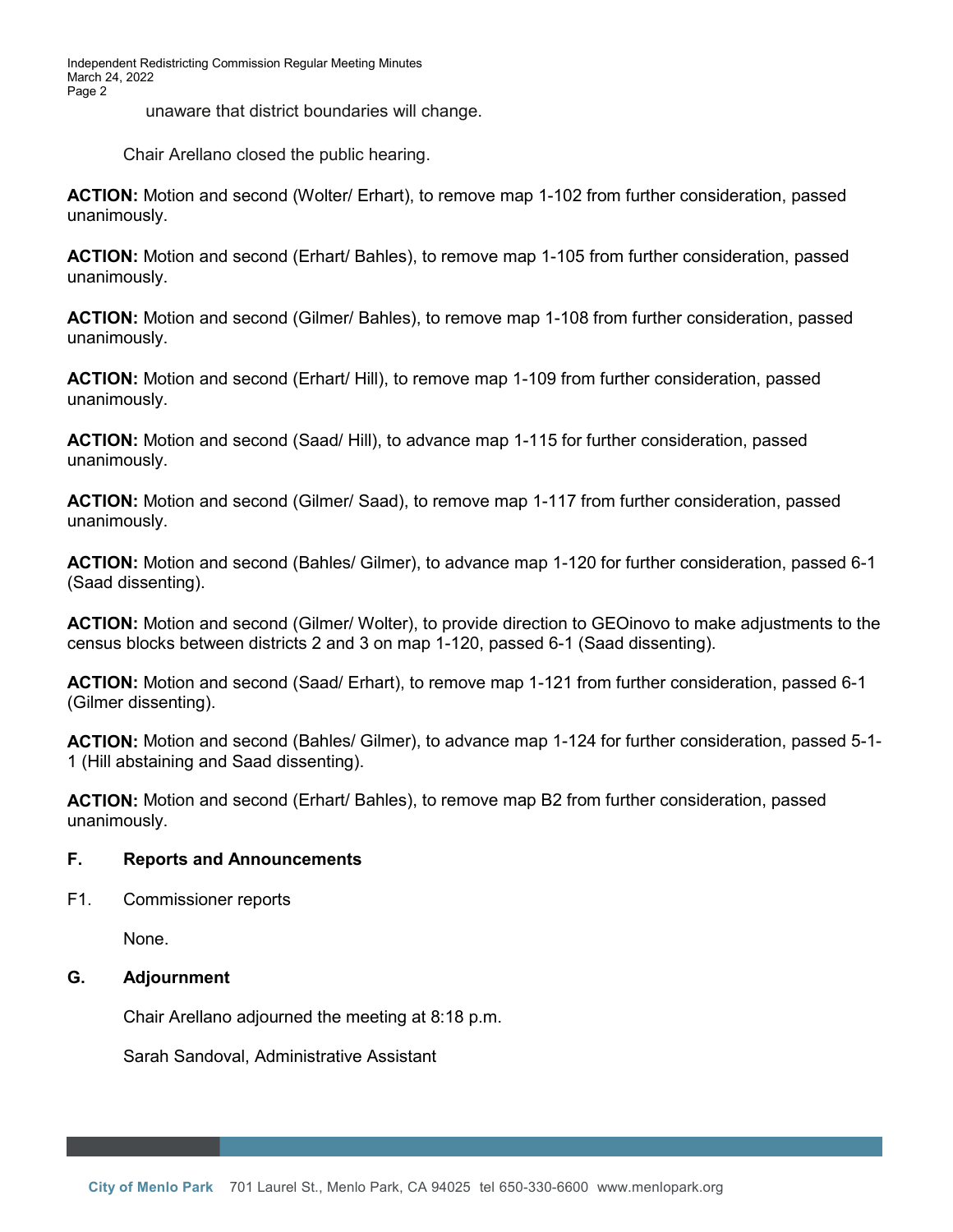unaware that district boundaries will change.

Chair Arellano closed the public hearing.

**ACTION:** Motion and second (Wolter/ Erhart), to remove map 1-102 from further consideration, passed unanimously.

**ACTION:** Motion and second (Erhart/ Bahles), to remove map 1-105 from further consideration, passed unanimously.

**ACTION:** Motion and second (Gilmer/ Bahles), to remove map 1-108 from further consideration, passed unanimously.

**ACTION:** Motion and second (Erhart/ Hill), to remove map 1-109 from further consideration, passed unanimously.

**ACTION:** Motion and second (Saad/ Hill), to advance map 1-115 for further consideration, passed unanimously.

**ACTION:** Motion and second (Gilmer/ Saad), to remove map 1-117 from further consideration, passed unanimously.

**ACTION:** Motion and second (Bahles/ Gilmer), to advance map 1-120 for further consideration, passed 6-1 (Saad dissenting).

**ACTION:** Motion and second (Gilmer/ Wolter), to provide direction to GEOinovo to make adjustments to the census blocks between districts 2 and 3 on map 1-120, passed 6-1 (Saad dissenting).

**ACTION:** Motion and second (Saad/ Erhart), to remove map 1-121 from further consideration, passed 6-1 (Gilmer dissenting).

**ACTION:** Motion and second (Bahles/ Gilmer), to advance map 1-124 for further consideration, passed 5-1-1 (Hill abstaining and Saad dissenting).

**ACTION:** Motion and second (Erhart/ Bahles), to remove map B2 from further consideration, passed unanimously.

## F. Reports and Announcements

F1. Commissioner reports

None.

## G. Adjournment

Chair Arellano adjourned the meeting at 8:18 p.m.

Sarah Sandoval, Administrative Assistant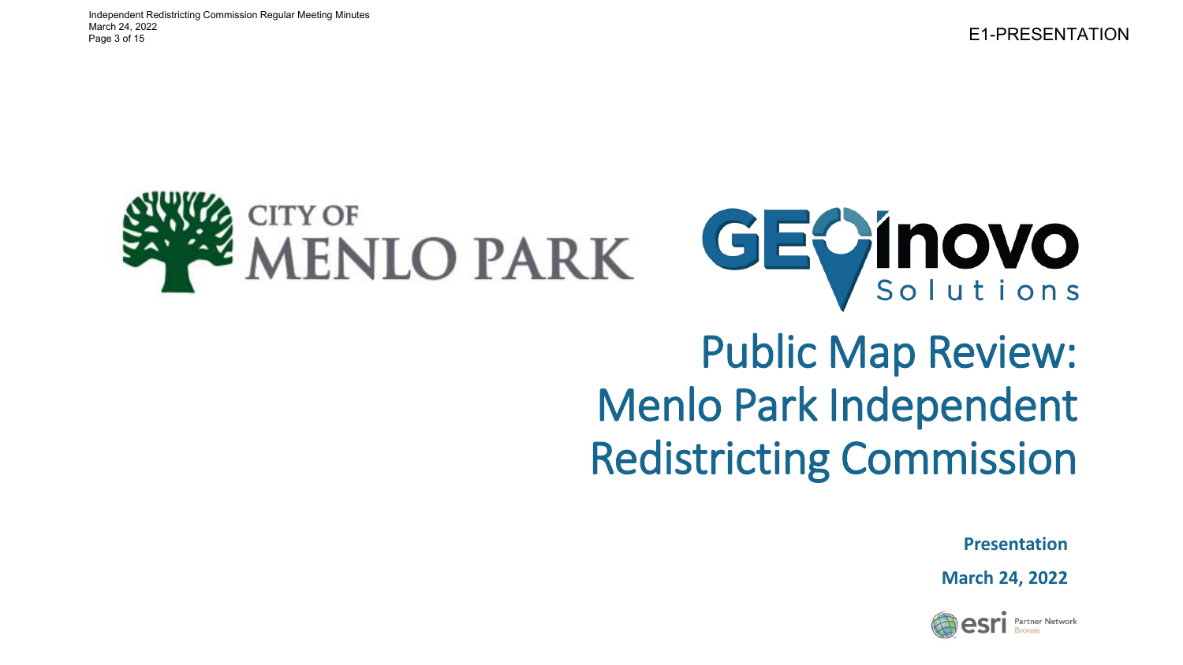E1-PRESENTATION

CITY OF MENLO PARK

GEOinovo Solutions

# Public Map Review: Menlo Park Independent Redistricting Commission

**Presentation**

**March 24, 2022**

esri Partner Network Bronze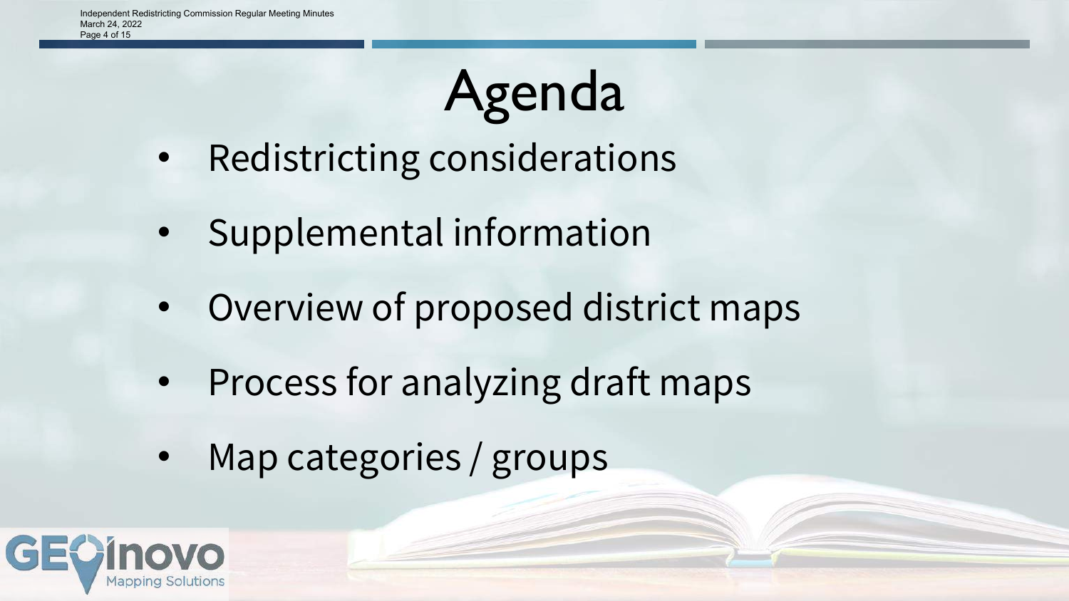# Agenda

- Redistricting considerations
- Supplemental information
- Overview of proposed district maps
- Process for analyzing draft maps
- Map categories / groups

GEOinovo Mapping Solutions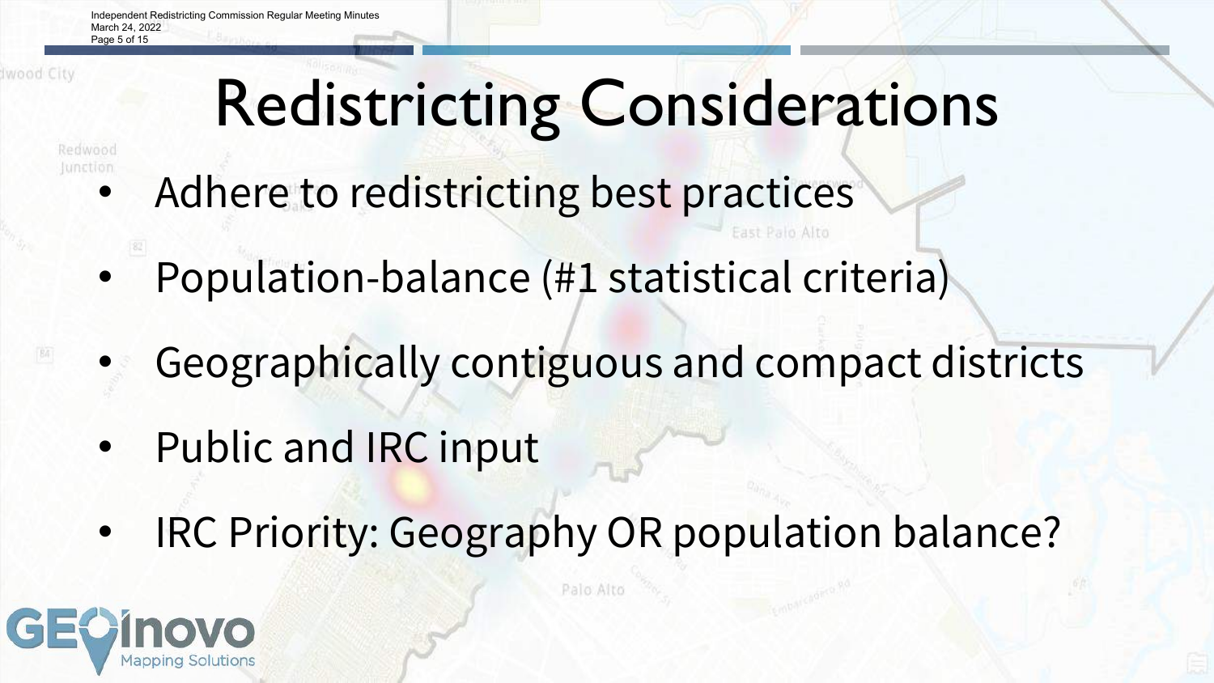# Redistricting Considerations

- Adhere to redistricting best practices
- Population-balance (#1 statistical criteria)
- Geographically contiguous and compact districts
- Public and IRC input
- IRC Priority: Geography OR population balance?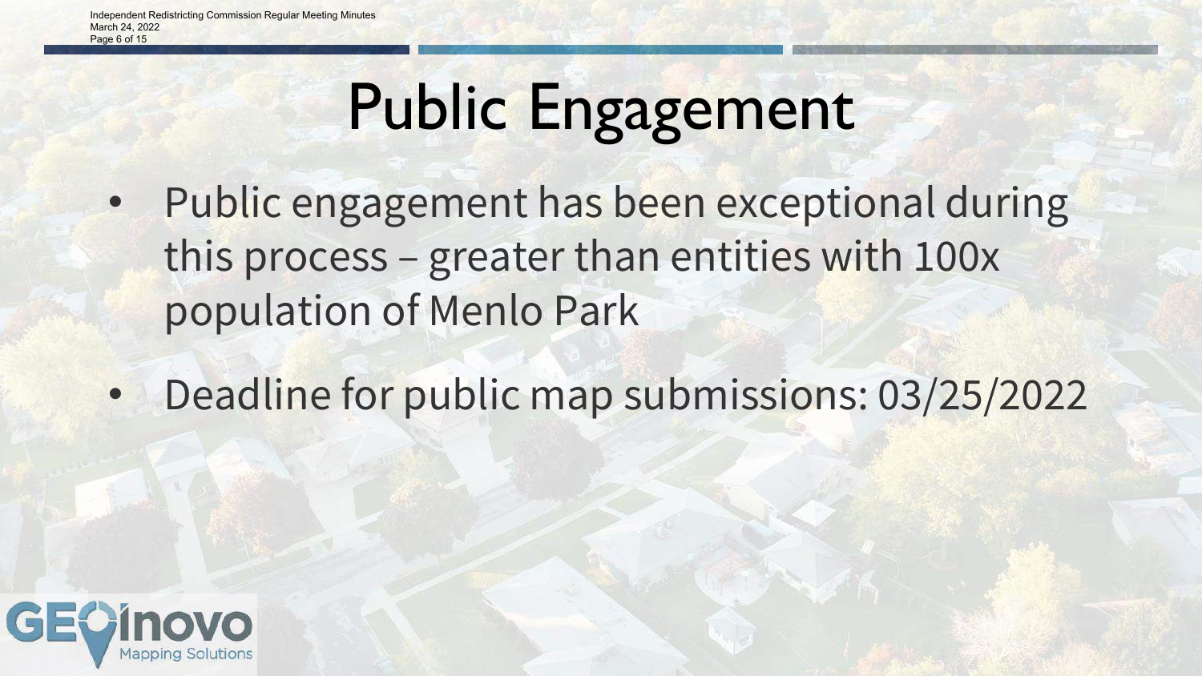# Public Engagement

- Public engagement has been exceptional during this process – greater than entities with 100x population of Menlo Park
- Deadline for public map submissions: 03/25/2022

GEOinovo Mapping Solutions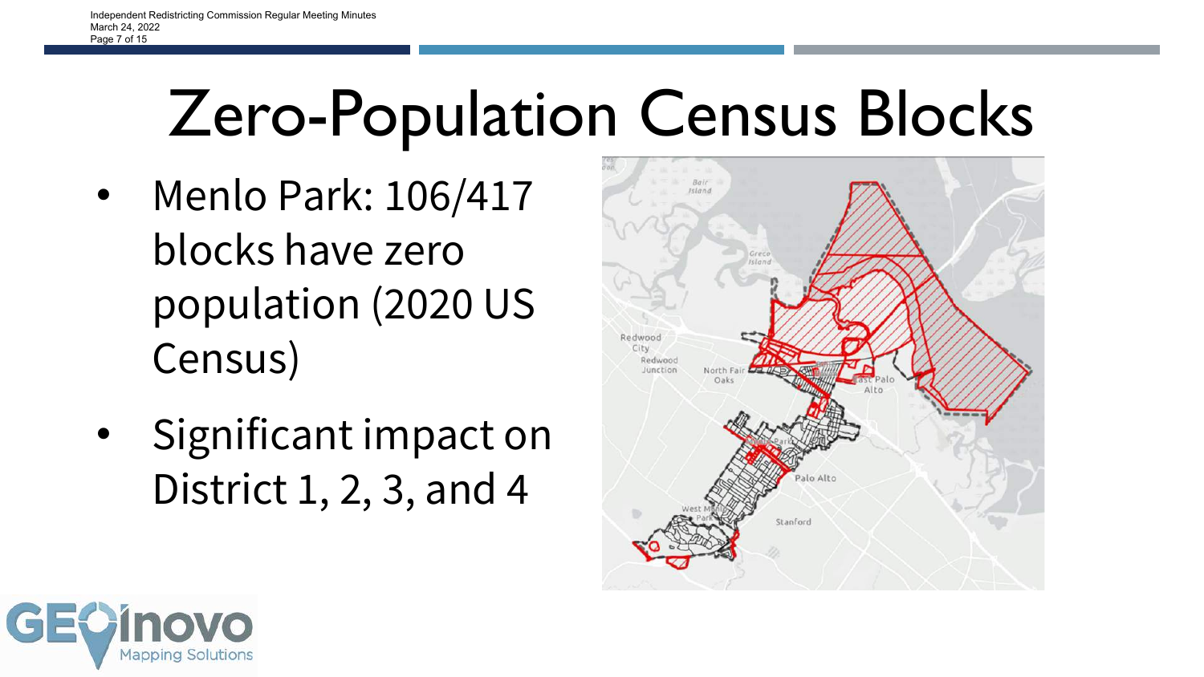# Zero-Population Census Blocks

- Menlo Park: 106/417 blocks have zero population (2020 US Census)
- Significant impact on District 1, 2, 3, and 4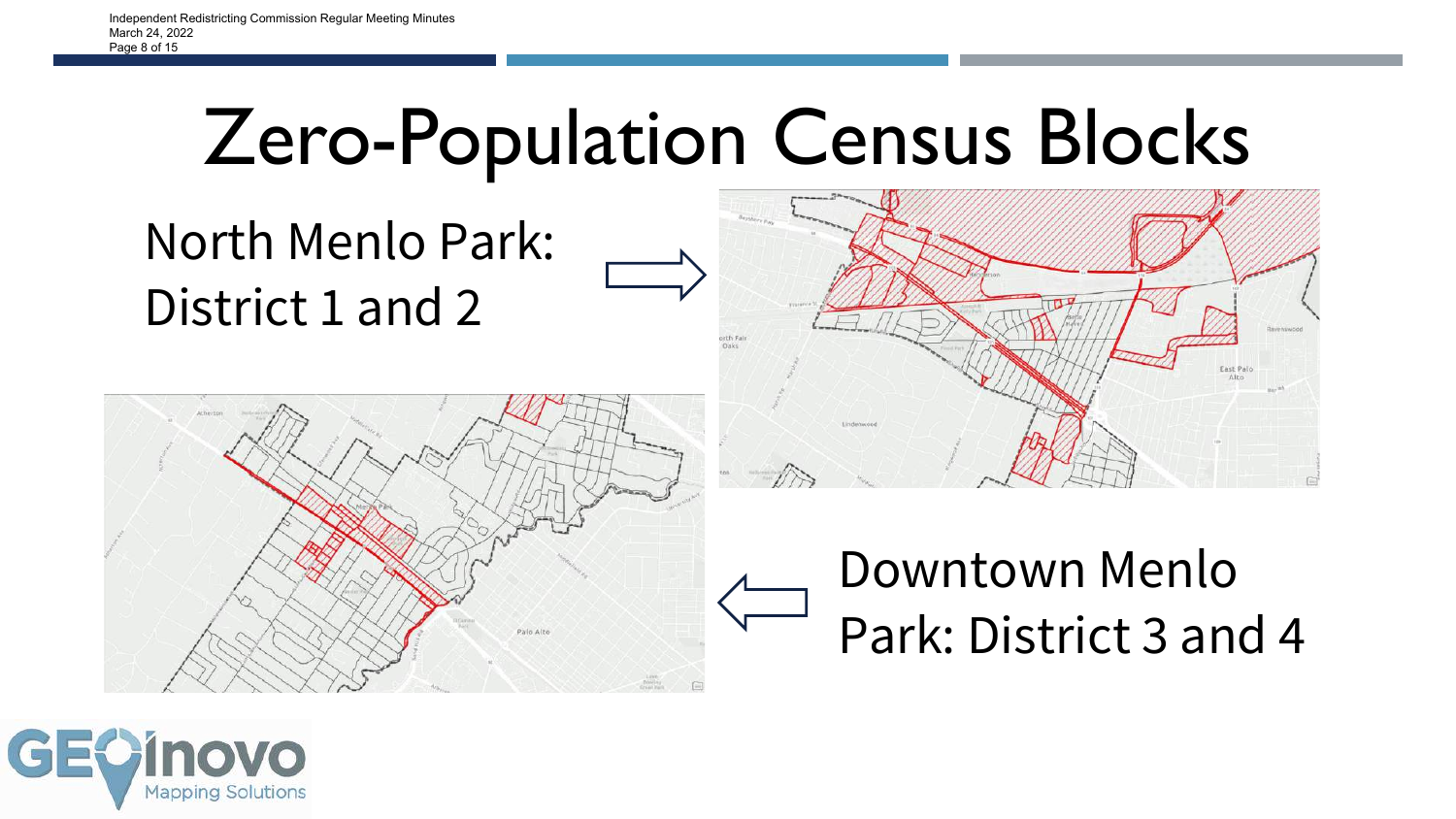# Zero-Population Census Blocks

North Menlo Park: District 1 and 2

Downtown Menlo Park: District 3 and 4

GEOinovo Mapping Solutions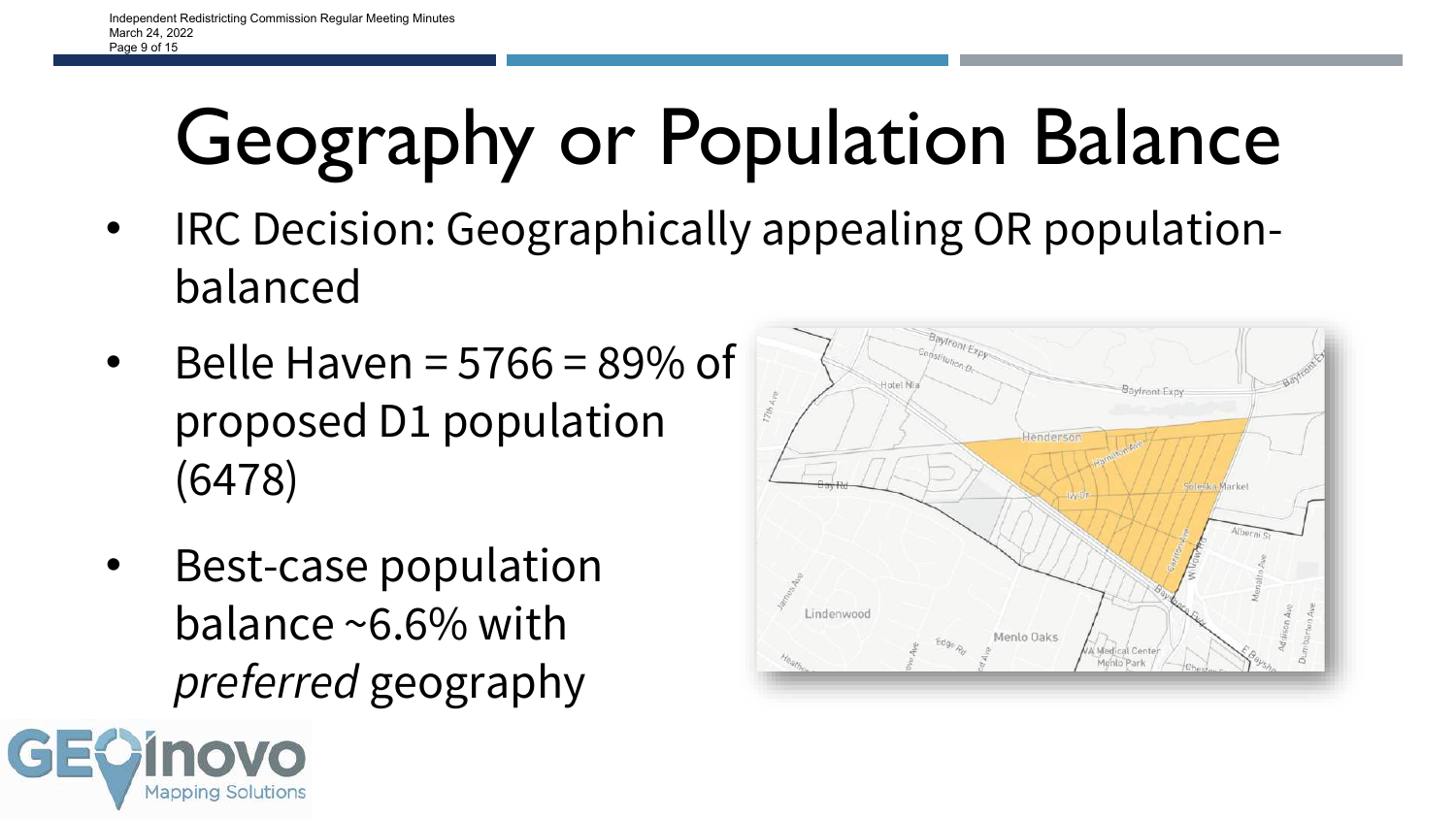# Geography or Population Balance

- IRC Decision: Geographically appealing OR population-balanced
- Belle Haven = 5766 = 89% of proposed D1 population (6478)
- Best-case population balance ~6.6% with *preferred* geography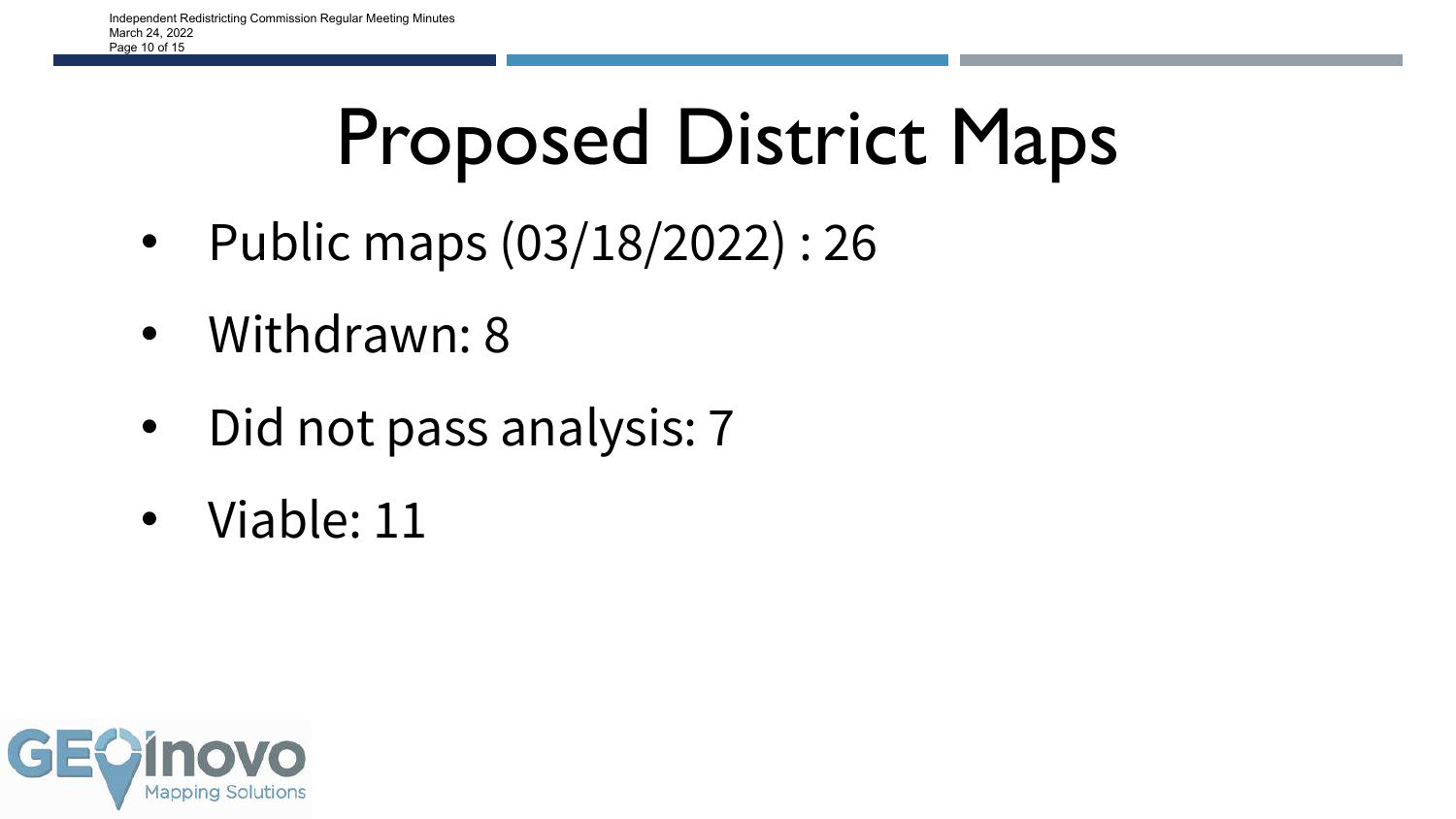# Proposed District Maps

- Public maps (03/18/2022) : 26
- Withdrawn: 8
- Did not pass analysis: 7
- Viable: 11

GEOinovo Mapping Solutions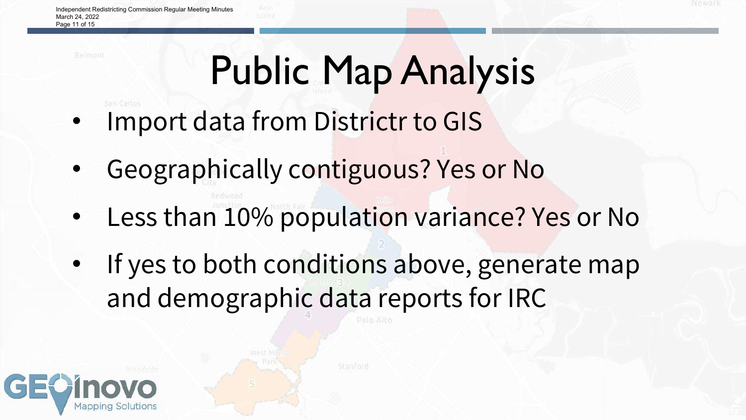# Public Map Analysis

- Import data from Districtr to GIS
- Geographically contiguous? Yes or No
- Less than 10% population variance? Yes or No
- If yes to both conditions above, generate map and demographic data reports for IRC

GEOinovo Mapping Solutions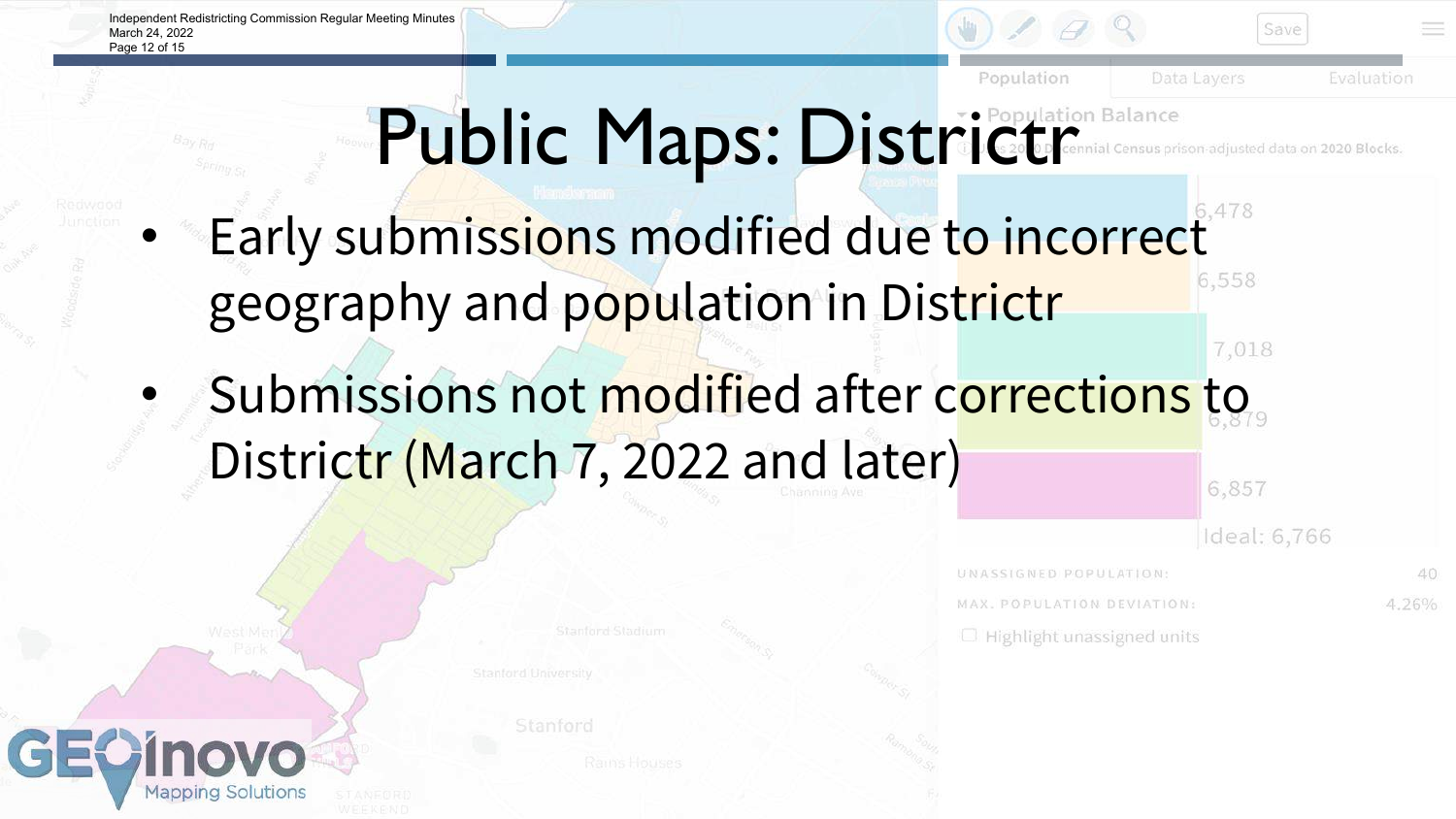# Public Maps: Districtr

- Early submissions modified due to incorrect geography and population in Districtr
- Submissions not modified after corrections to Districtr (March 7, 2022 and later)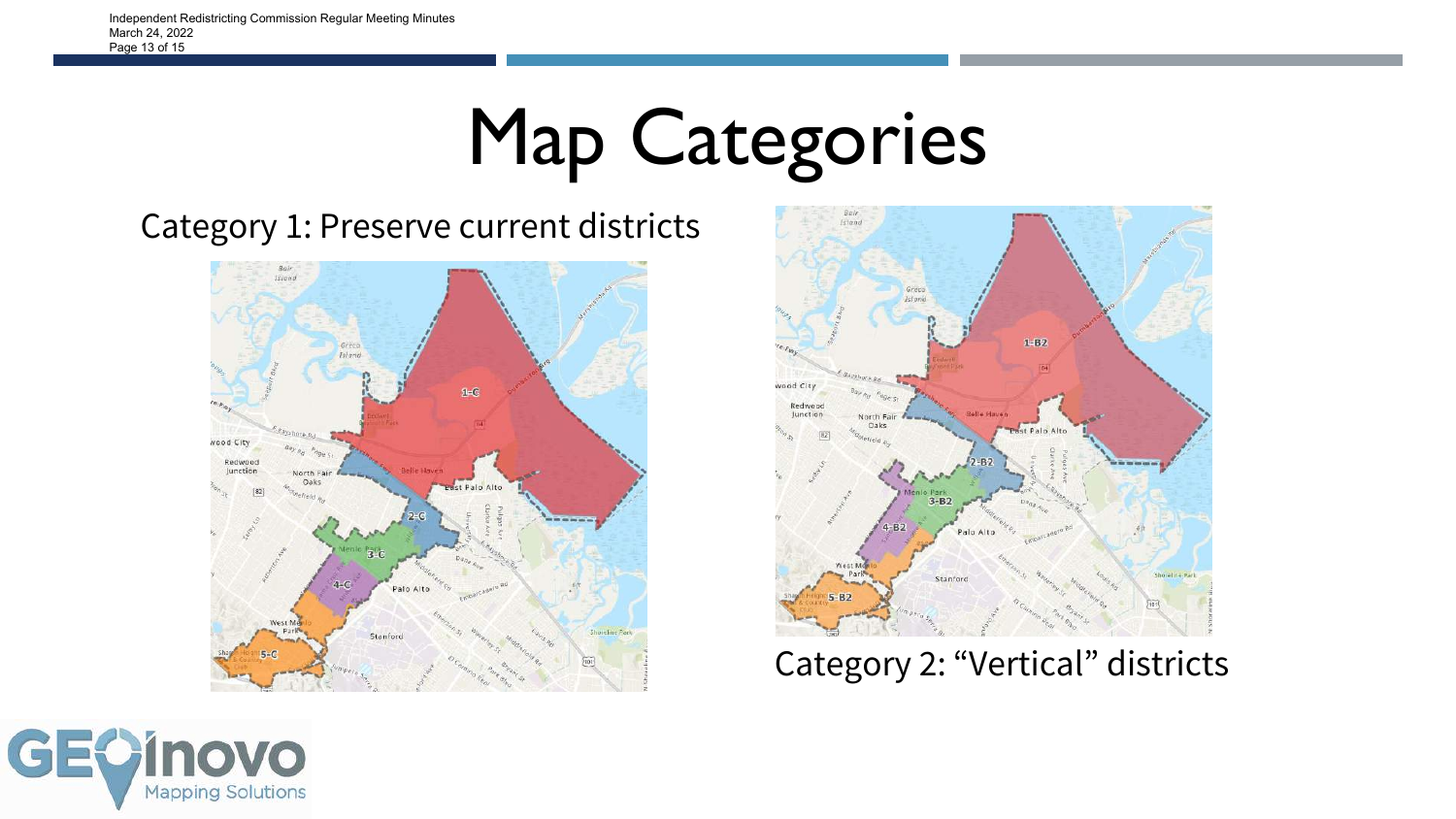# Map Categories

Category 1: Preserve current districts

Category 2: "Vertical" districts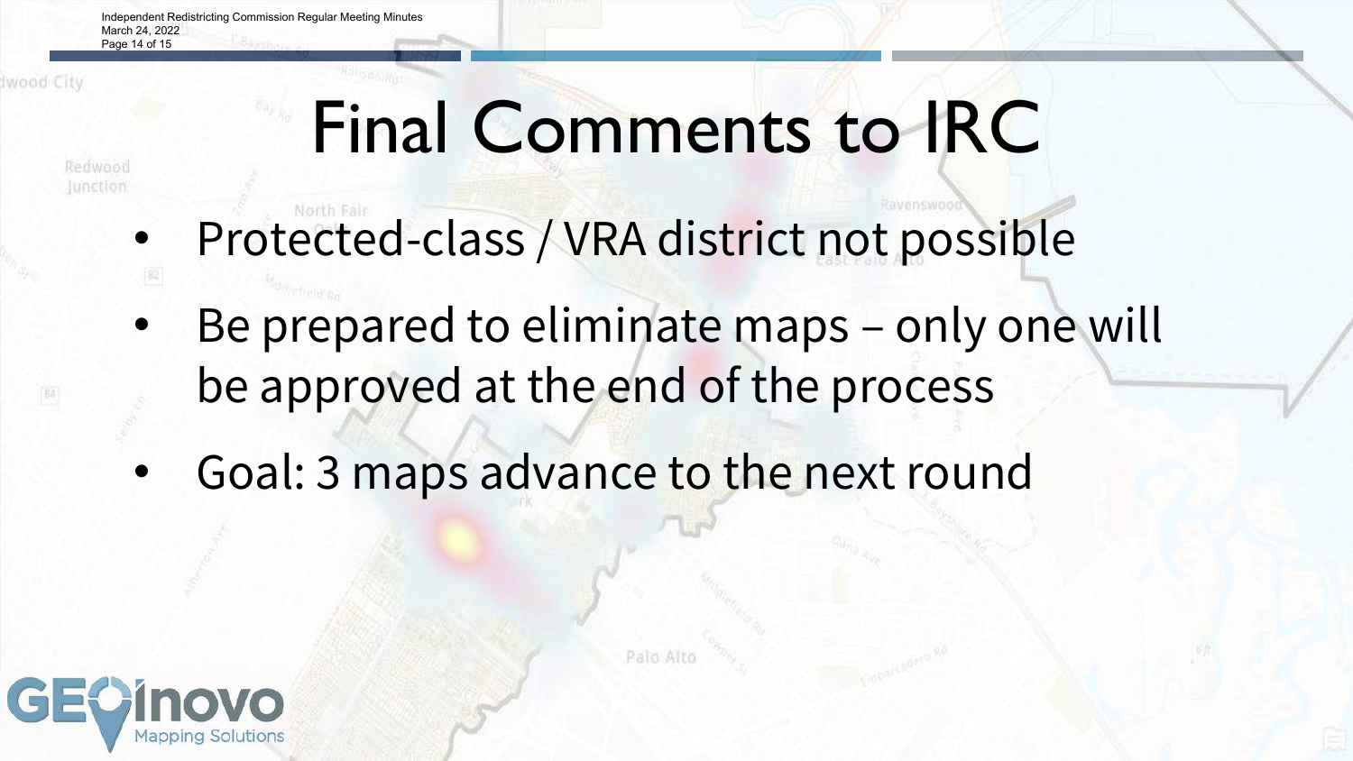# Final Comments to IRC

- Protected-class / VRA district not possible
- Be prepared to eliminate maps – only one will be approved at the end of the process
- Goal: 3 maps advance to the next round

GEOinovo Mapping Solutions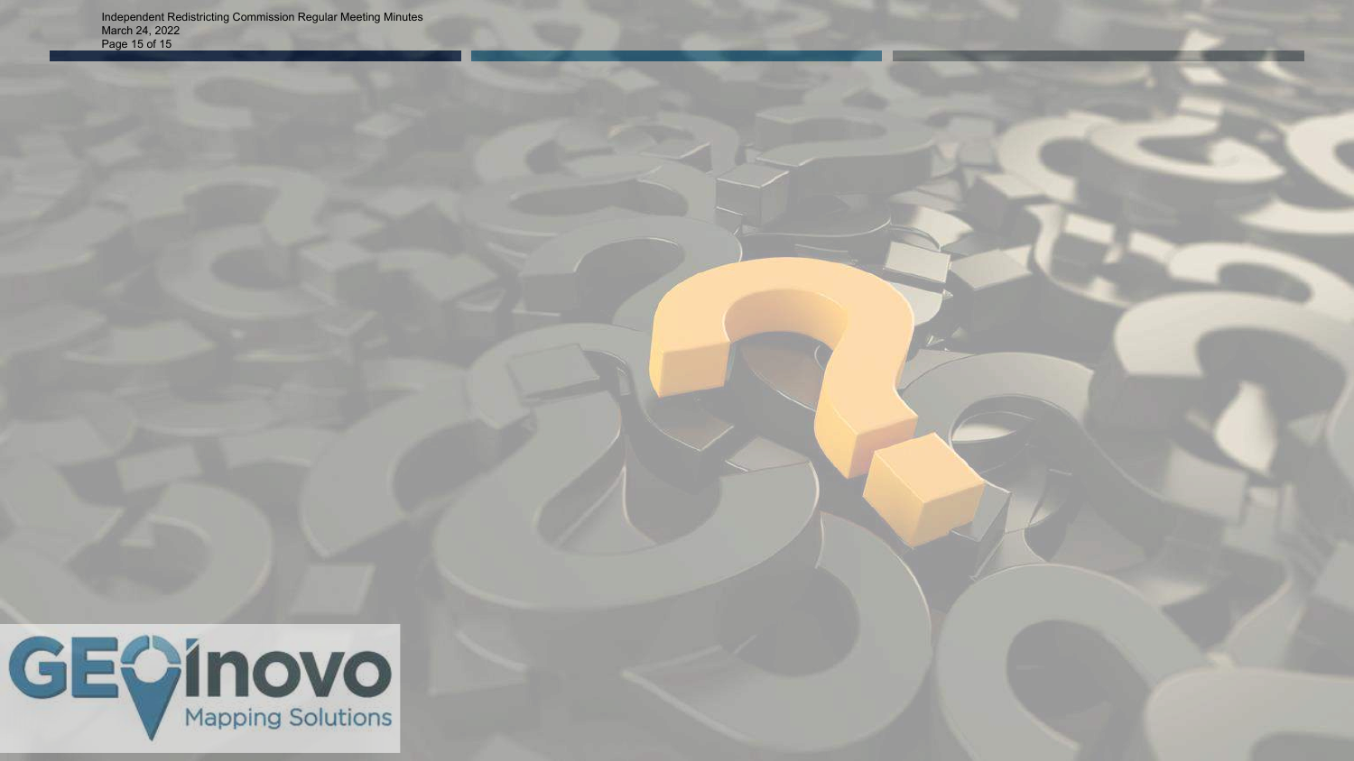GEOinovo

Mapping Solutions